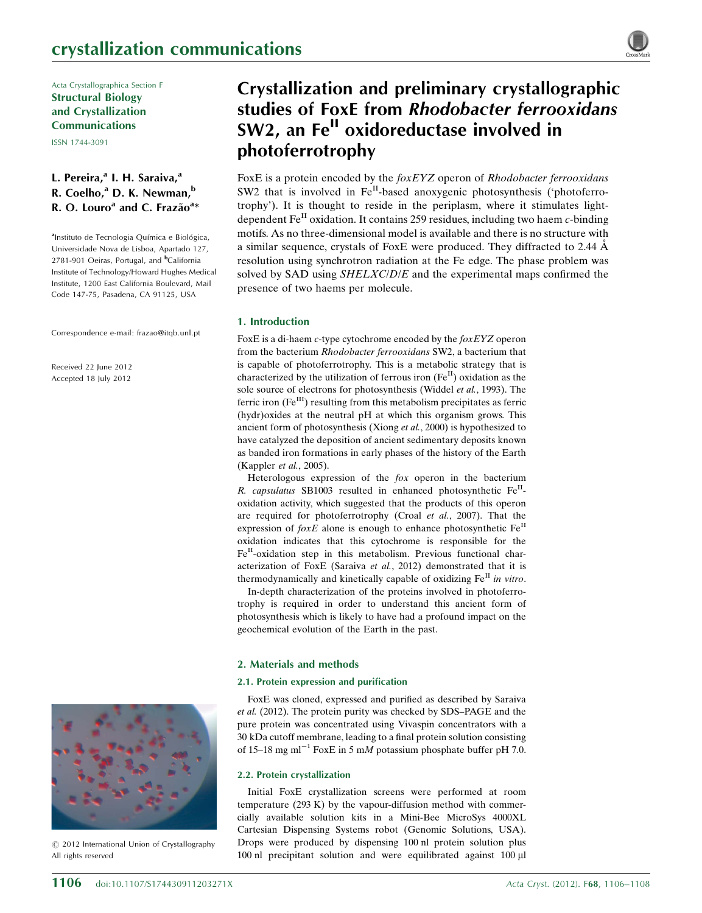crystallization communications

Acta Crystallographica Section F
**Structural Biology and Crystallization Communications**
ISSN 1744-3091

**L. Pereira,[a] I. H. Saraiva,[a] R. Coelho,[a] D. K. Newman,[b] R. O. Louro[a] and C. Frazão[a]***

[a]Instituto de Tecnologia Química e Biológica, Universidade Nova de Lisboa, Apartado 127, 2781-901 Oeiras, Portugal, and [b]California Institute of Technology/Howard Hughes Medical Institute, 1200 East California Boulevard, Mail Code 147-75, Pasadena, CA 91125, USA

Correspondence e-mail: frazao@itqb.unl.pt

Received 22 June 2012
Accepted 18 July 2012

© 2012 International Union of Crystallography
All rights reserved

# Crystallization and preliminary crystallographic studies of FoxE from *Rhodobacter ferrooxidans* SW2, an $Fe^{II}$ oxidoreductase involved in photoferrotrophy

FoxE is a protein encoded by the *foxEYZ* operon of *Rhodobacter ferrooxidans* SW2 that is involved in $Fe^{II}$-based anoxygenic photosynthesis ('photoferrotrophy'). It is thought to reside in the periplasm, where it stimulates light-dependent $Fe^{II}$ oxidation. It contains 259 residues, including two haem *c*-binding motifs. As no three-dimensional model is available and there is no structure with a similar sequence, crystals of FoxE were produced. They diffracted to 2.44 Å resolution using synchrotron radiation at the Fe edge. The phase problem was solved by SAD using *SHELXC*/*D*/*E* and the experimental maps confirmed the presence of two haems per molecule.

## 1. Introduction

FoxE is a di-haem *c*-type cytochrome encoded by the *foxEYZ* operon from the bacterium *Rhodobacter ferrooxidans* SW2, a bacterium that is capable of photoferrotrophy. This is a metabolic strategy that is characterized by the utilization of ferrous iron ($Fe^{II}$) oxidation as the sole source of electrons for photosynthesis (Widdel *et al.*, 1993). The ferric iron ($Fe^{III}$) resulting from this metabolism precipitates as ferric (hydr)oxides at the neutral pH at which this organism grows. This ancient form of photosynthesis (Xiong *et al.*, 2000) is hypothesized to have catalyzed the deposition of ancient sedimentary deposits known as banded iron formations in early phases of the history of the Earth (Kappler *et al.*, 2005).

Heterologous expression of the *fox* operon in the bacterium *R. capsulatus* SB1003 resulted in enhanced photosynthetic $Fe^{II}$-oxidation activity, which suggested that the products of this operon are required for photoferrotrophy (Croal *et al.*, 2007). That the expression of *foxE* alone is enough to enhance photosynthetic $Fe^{II}$ oxidation indicates that this cytochrome is responsible for the $Fe^{II}$-oxidation step in this metabolism. Previous functional characterization of FoxE (Saraiva *et al.*, 2012) demonstrated that it is thermodynamically and kinetically capable of oxidizing $Fe^{II}$ *in vitro*.

In-depth characterization of the proteins involved in photoferrotrophy is required in order to understand this ancient form of photosynthesis which is likely to have had a profound impact on the geochemical evolution of the Earth in the past.

## 2. Materials and methods

### 2.1. Protein expression and purification

FoxE was cloned, expressed and purified as described by Saraiva *et al.* (2012). The protein purity was checked by SDS–PAGE and the pure protein was concentrated using Vivaspin concentrators with a 30 kDa cutoff membrane, leading to a final protein solution consisting of 15–18 mg ml$^{-1}$ FoxE in 5 m*M* potassium phosphate buffer pH 7.0.

### 2.2. Protein crystallization

Initial FoxE crystallization screens were performed at room temperature (293 K) by the vapour-diffusion method with commercially available solution kits in a Mini-Bee MicroSys 4000XL Cartesian Dispensing Systems robot (Genomic Solutions, USA). Drops were produced by dispensing 100 nl protein solution plus 100 nl precipitant solution and were equilibrated against 100 µl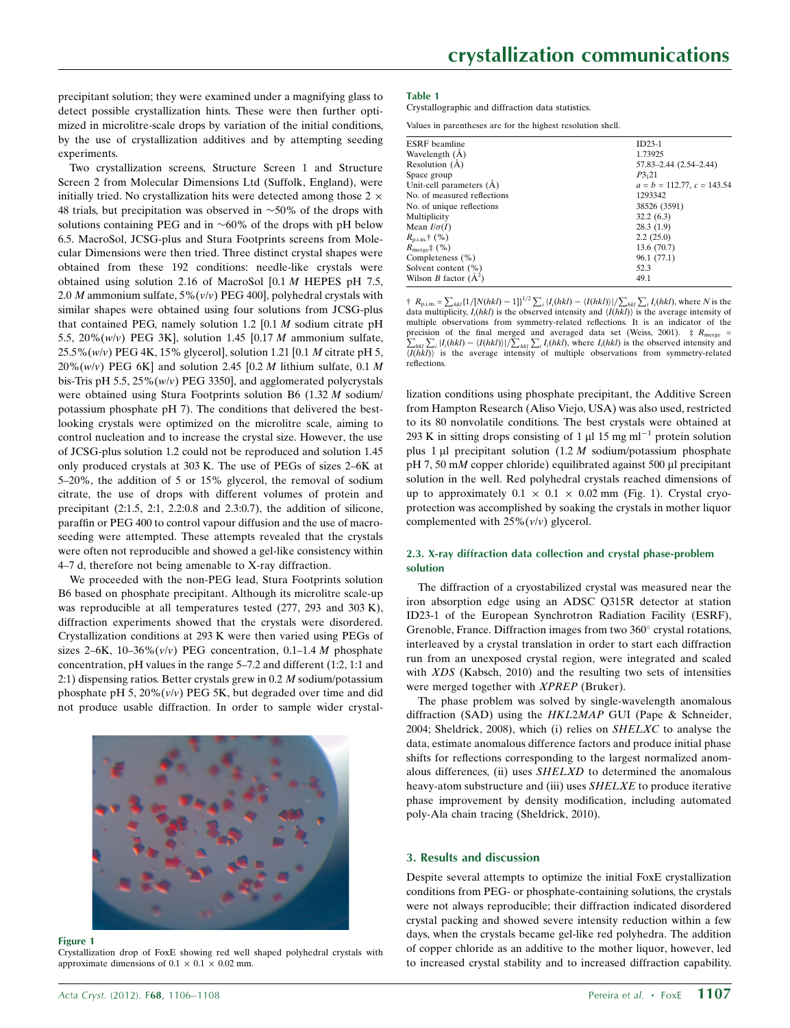precipitant solution; they were examined under a magnifying glass to detect possible crystallization hints. These were then further optimized in microlitre-scale drops by variation of the initial conditions, by the use of crystallization additives and by attempting seeding experiments.

Two crystallization screens, Structure Screen 1 and Structure Screen 2 from Molecular Dimensions Ltd (Suffolk, England), were initially tried. No crystallization hits were detected among those 2 × 48 trials, but precipitation was observed in ~50% of the drops with solutions containing PEG and in ~60% of the drops with pH below 6.5. MacroSol, JCSG-plus and Stura Footprints screens from Molecular Dimensions were then tried. Three distinct crystal shapes were obtained from these 192 conditions: needle-like crystals were obtained using solution 2.16 of MacroSol [0.1 *M* HEPES pH 7.5, 2.0 *M* ammonium sulfate, 5%(*v*/*v*) PEG 400], polyhedral crystals with similar shapes were obtained using four solutions from JCSG-plus that contained PEG, namely solution 1.2 [0.1 *M* sodium citrate pH 5.5, 20%(*w*/*v*) PEG 3K], solution 1.45 [0.17 *M* ammonium sulfate, 25.5%(*w*/*v*) PEG 4K, 15% glycerol], solution 1.21 [0.1 *M* citrate pH 5, 20%(*w*/*v*) PEG 6K] and solution 2.45 [0.2 *M* lithium sulfate, 0.1 *M* bis-Tris pH 5.5, 25%(*w*/*v*) PEG 3350], and agglomerated polycrystals were obtained using Stura Footprints solution B6 (1.32 *M* sodium/potassium phosphate pH 7). The conditions that delivered the best-looking crystals were optimized on the microlitre scale, aiming to control nucleation and to increase the crystal size. However, the use of JCSG-plus solution 1.2 could not be reproduced and solution 1.45 only produced crystals at 303 K. The use of PEGs of sizes 2–6K at 5–20%, the addition of 5 or 15% glycerol, the removal of sodium citrate, the use of drops with different volumes of protein and precipitant (2:1.5, 2:1, 2.2:0.8 and 2.3:0.7), the addition of silicone, paraffin or PEG 400 to control vapour diffusion and the use of macroseeding were attempted. These attempts revealed that the crystals were often not reproducible and showed a gel-like consistency within 4–7 d, therefore not being amenable to X-ray diffraction.

We proceeded with the non-PEG lead, Stura Footprints solution B6 based on phosphate precipitant. Although its microlitre scale-up was reproducible at all temperatures tested (277, 293 and 303 K), diffraction experiments showed that the crystals were disordered. Crystallization conditions at 293 K were then varied using PEGs of sizes 2–6K, 10–36%(*v*/*v*) PEG concentration, 0.1–1.4 *M* phosphate concentration, pH values in the range 5–7.2 and different (1:2, 1:1 and 2:1) dispensing ratios. Better crystals grew in 0.2 *M* sodium/potassium phosphate pH 5, 20%(*v*/*v*) PEG 5K, but degraded over time and did not produce usable diffraction. In order to sample wider crystallization conditions using phosphate precipitant, the Additive Screen from Hampton Research (Aliso Viejo, USA) was also used, restricted to its 80 nonvolatile conditions. The best crystals were obtained at 293 K in sitting drops consisting of 1 µl 15 mg ml$^{-1}$ protein solution plus 1 µl precipitant solution (1.2 *M* sodium/potassium phosphate pH 7, 50 m*M* copper chloride) equilibrated against 500 µl precipitant solution in the well. Red polyhedral crystals reached dimensions of up to approximately 0.1 × 0.1 × 0.02 mm (Fig. 1). Crystal cryoprotection was accomplished by soaking the crystals in mother liquor complemented with 25%(*v*/*v*) glycerol.

**Figure 1**
Crystallization drop of FoxE showing red well shaped polyhedral crystals with approximate dimensions of 0.1 × 0.1 × 0.02 mm.

**Table 1**
Crystallographic and diffraction data statistics.

Values in parentheses are for the highest resolution shell.

| | |
|---|---|
| ESRF beamline | ID23-1 |
| Wavelength (Å) | 1.73925 |
| Resolution (Å) | 57.83–2.44 (2.54–2.44) |
| Space group | $P3_121$ |
| Unit-cell parameters (Å) | $a = b = 112.77$, $c = 143.54$ |
| No. of measured reflections | 1293342 |
| No. of unique reflections | 38526 (3591) |
| Multiplicity | 32.2 (6.3) |
| Mean $I/\sigma(I)$ | 28.3 (1.9) |
| $R_{\rm p.i.m.}$† (%) | 2.2 (25.0) |
| $R_{\rm merge}$‡ (%) | 13.6 (70.7) |
| Completeness (%) | 96.1 (77.1) |
| Solvent content (%) | 52.3 |
| Wilson *B* factor (Å$^2$) | 49.1 |

† $R_{\rm p.i.m.} = \sum_{hkl}\{1/[N(hkl)-1]\}^{1/2}\sum_i |I_i(hkl) - \langle I(hkl)\rangle| / \sum_{hkl}\sum_i I_i(hkl)$, where $N$ is the data multiplicity, $I_i(hkl)$ is the observed intensity and $\langle I(hkl)\rangle$ is the average intensity of multiple observations from symmetry-related reflections. It is an indicator of the precision of the final merged and averaged data set (Weiss, 2001). ‡ $R_{\rm merge} = \sum_{hkl}\sum_i |I_i(hkl) - \langle I(hkl)\rangle| / \sum_{hkl}\sum_i I_i(hkl)$, where $I_i(hkl)$ is the observed intensity and $\langle I(hkl)\rangle$ is the average intensity of multiple observations from symmetry-related reflections.

### 2.3. X-ray diffraction data collection and crystal phase-problem solution

The diffraction of a cryostabilized crystal was measured near the iron absorption edge using an ADSC Q315R detector at station ID23-1 of the European Synchrotron Radiation Facility (ESRF), Grenoble, France. Diffraction images from two 360° crystal rotations, interleaved by a crystal translation in order to start each diffraction run from an unexposed crystal region, were integrated and scaled with *XDS* (Kabsch, 2010) and the resulting two sets of intensities were merged together with *XPREP* (Bruker).

The phase problem was solved by single-wavelength anomalous diffraction (SAD) using the *HKL2MAP* GUI (Pape & Schneider, 2004; Sheldrick, 2008), which (i) relies on *SHELXC* to analyse the data, estimate anomalous difference factors and produce initial phase shifts for reflections corresponding to the largest normalized anomalous differences, (ii) uses *SHELXD* to determined the anomalous heavy-atom substructure and (iii) uses *SHELXE* to produce iterative phase improvement by density modification, including automated poly-Ala chain tracing (Sheldrick, 2010).

## 3. Results and discussion

Despite several attempts to optimize the initial FoxE crystallization conditions from PEG- or phosphate-containing solutions, the crystals were not always reproducible; their diffraction indicated disordered crystal packing and showed severe intensity reduction within a few days, when the crystals became gel-like red polyhedra. The addition of copper chloride as an additive to the mother liquor, however, led to increased crystal stability and to increased diffraction capability.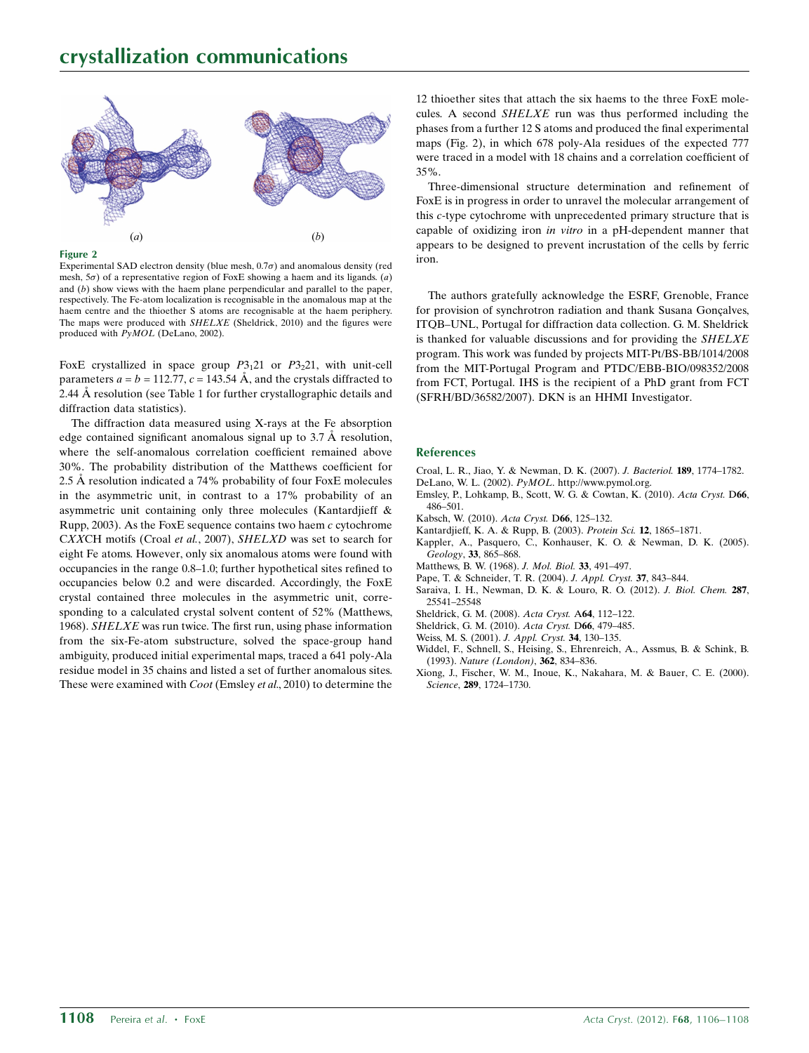(a)

(b)

**Figure 2**
Experimental SAD electron density (blue mesh, 0.7$\sigma$) and anomalous density (red mesh, 5$\sigma$) of a representative region of FoxE showing a haem and its ligands. (*a*) and (*b*) show views with the haem plane perpendicular and parallel to the paper, respectively. The Fe-atom localization is recognisable in the anomalous map at the haem centre and the thioether S atoms are recognisable at the haem periphery. The maps were produced with *SHELXE* (Sheldrick, 2010) and the figures were produced with *PyMOL* (DeLano, 2002).

FoxE crystallized in space group $P3_121$ or $P3_221$, with unit-cell parameters $a = b = 112.77$, $c = 143.54$ Å, and the crystals diffracted to 2.44 Å resolution (see Table 1 for further crystallographic details and diffraction data statistics).

The diffraction data measured using X-rays at the Fe absorption edge contained significant anomalous signal up to 3.7 Å resolution, where the self-anomalous correlation coefficient remained above 30%. The probability distribution of the Matthews coefficient for 2.5 Å resolution indicated a 74% probability of four FoxE molecules in the asymmetric unit, in contrast to a 17% probability of an asymmetric unit containing only three molecules (Kantardjieff & Rupp, 2003). As the FoxE sequence contains two haem *c* cytochrome C*XX*CH motifs (Croal *et al.*, 2007), *SHELXD* was set to search for eight Fe atoms. However, only six anomalous atoms were found with occupancies in the range 0.8–1.0; further hypothetical sites refined to occupancies below 0.2 and were discarded. Accordingly, the FoxE crystal contained three molecules in the asymmetric unit, corresponding to a calculated crystal solvent content of 52% (Matthews, 1968). *SHELXE* was run twice. The first run, using phase information from the six-Fe-atom substructure, solved the space-group hand ambiguity, produced initial experimental maps, traced a 641 poly-Ala residue model in 35 chains and listed a set of further anomalous sites. These were examined with *Coot* (Emsley *et al.*, 2010) to determine the 12 thioether sites that attach the six haems to the three FoxE molecules. A second *SHELXE* run was thus performed including the phases from a further 12 S atoms and produced the final experimental maps (Fig. 2), in which 678 poly-Ala residues of the expected 777 were traced in a model with 18 chains and a correlation coefficient of 35%.

Three-dimensional structure determination and refinement of FoxE is in progress in order to unravel the molecular arrangement of this *c*-type cytochrome with unprecedented primary structure that is capable of oxidizing iron *in vitro* in a pH-dependent manner that appears to be designed to prevent incrustation of the cells by ferric iron.

The authors gratefully acknowledge the ESRF, Grenoble, France for provision of synchrotron radiation and thank Susana Gonçalves, ITQB–UNL, Portugal for diffraction data collection. G. M. Sheldrick is thanked for valuable discussions and for providing the *SHELXE* program. This work was funded by projects MIT-Pt/BS-BB/1014/2008 from the MIT-Portugal Program and PTDC/EBB-BIO/098352/2008 from FCT, Portugal. IHS is the recipient of a PhD grant from FCT (SFRH/BD/36582/2007). DKN is an HHMI Investigator.

## References

Croal, L. R., Jiao, Y. & Newman, D. K. (2007). *J. Bacteriol.* **189**, 1774–1782.
DeLano, W. L. (2002). *PyMOL*. http://www.pymol.org.
Emsley, P., Lohkamp, B., Scott, W. G. & Cowtan, K. (2010). *Acta Cryst.* D**66**, 486–501.
Kabsch, W. (2010). *Acta Cryst.* D**66**, 125–132.
Kantardjieff, K. A. & Rupp, B. (2003). *Protein Sci.* **12**, 1865–1871.
Kappler, A., Pasquero, C., Konhauser, K. O. & Newman, D. K. (2005). *Geology*, **33**, 865–868.
Matthews, B. W. (1968). *J. Mol. Biol.* **33**, 491–497.
Pape, T. & Schneider, T. R. (2004). *J. Appl. Cryst.* **37**, 843–844.
Saraiva, I. H., Newman, D. K. & Louro, R. O. (2012). *J. Biol. Chem.* **287**, 25541–25548
Sheldrick, G. M. (2008). *Acta Cryst.* A**64**, 112–122.
Sheldrick, G. M. (2010). *Acta Cryst.* D**66**, 479–485.
Weiss, M. S. (2001). *J. Appl. Cryst.* **34**, 130–135.
Widdel, F., Schnell, S., Heising, S., Ehrenreich, A., Assmus, B. & Schink, B. (1993). *Nature (London)*, **362**, 834–836.
Xiong, J., Fischer, W. M., Inoue, K., Nakahara, M. & Bauer, C. E. (2000). *Science*, **289**, 1724–1730.